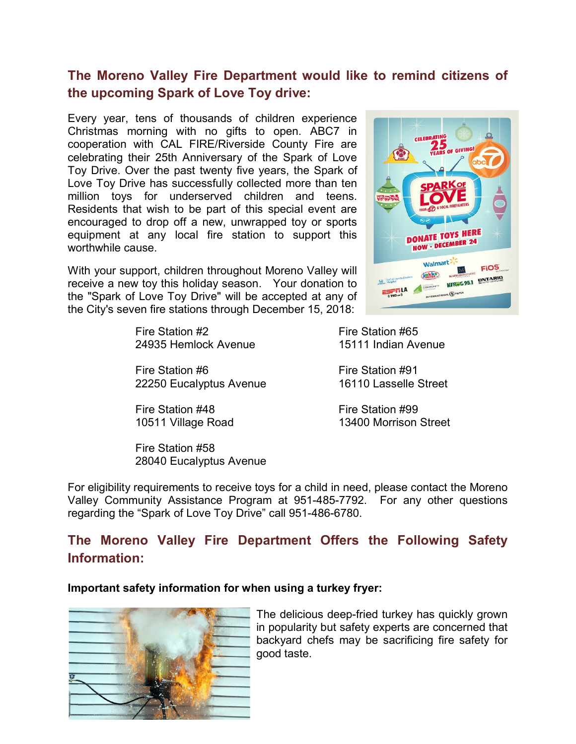## The Moreno Valley Fire Department would like to remind citizens of the upcoming Spark of Love Toy drive:

Every year, tens of thousands of children experience Christmas morning with no gifts to open. ABC7 in cooperation with CAL FIRE/Riverside County Fire are celebrating their 25th Anniversary of the Spark of Love Toy Drive. Over the past twenty five years, the Spark of Love Toy Drive has successfully collected more than ten million toys for underserved children and teens. Residents that wish to be part of this special event are encouraged to drop off a new, unwrapped toy or sports equipment at any local fire station to support this worthwhile cause.

With your support, children throughout Moreno Valley will receive a new toy this holiday season. Your donation to the "Spark of Love Toy Drive" will be accepted at any of the City's seven fire stations through December 15, 2018:

Fire Station #2
24935 Hemlock Avenue

Fire Station #6
22250 Eucalyptus Avenue

Fire Station #48
10511 Village Road

Fire Station #58
28040 Eucalyptus Avenue

Fire Station #65
15111 Indian Avenue

Fire Station #91
16110 Lasselle Street

Fire Station #99
13400 Morrison Street

For eligibility requirements to receive toys for a child in need, please contact the Moreno Valley Community Assistance Program at 951-485-7792. For any other questions regarding the "Spark of Love Toy Drive" call 951-486-6780.

## The Moreno Valley Fire Department Offers the Following Safety Information:

**Important safety information for when using a turkey fryer:**

The delicious deep-fried turkey has quickly grown in popularity but safety experts are concerned that backyard chefs may be sacrificing fire safety for good taste.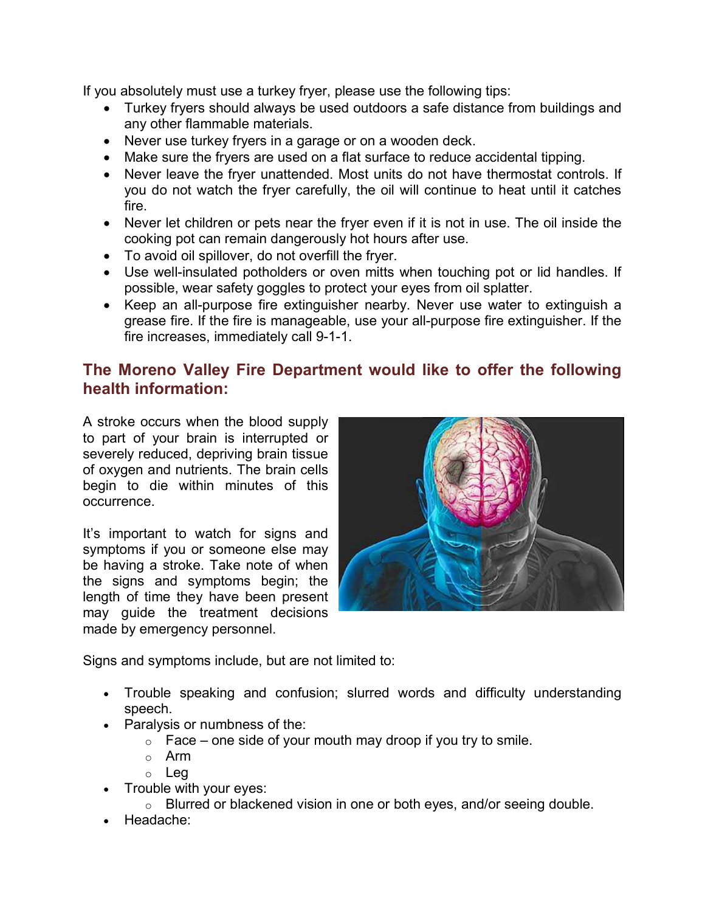If you absolutely must use a turkey fryer, please use the following tips:

- Turkey fryers should always be used outdoors a safe distance from buildings and any other flammable materials.
- Never use turkey fryers in a garage or on a wooden deck.
- Make sure the fryers are used on a flat surface to reduce accidental tipping.
- Never leave the fryer unattended. Most units do not have thermostat controls. If you do not watch the fryer carefully, the oil will continue to heat until it catches fire.
- Never let children or pets near the fryer even if it is not in use. The oil inside the cooking pot can remain dangerously hot hours after use.
- To avoid oil spillover, do not overfill the fryer.
- Use well-insulated potholders or oven mitts when touching pot or lid handles. If possible, wear safety goggles to protect your eyes from oil splatter.
- Keep an all-purpose fire extinguisher nearby. Never use water to extinguish a grease fire. If the fire is manageable, use your all-purpose fire extinguisher. If the fire increases, immediately call 9-1-1.

## The Moreno Valley Fire Department would like to offer the following health information:

A stroke occurs when the blood supply to part of your brain is interrupted or severely reduced, depriving brain tissue of oxygen and nutrients. The brain cells begin to die within minutes of this occurrence.

It's important to watch for signs and symptoms if you or someone else may be having a stroke. Take note of when the signs and symptoms begin; the length of time they have been present may guide the treatment decisions made by emergency personnel.

Signs and symptoms include, but are not limited to:

- Trouble speaking and confusion; slurred words and difficulty understanding speech.
- Paralysis or numbness of the:
  - Face – one side of your mouth may droop if you try to smile.
  - Arm
  - Leg
- Trouble with your eyes:
  - Blurred or blackened vision in one or both eyes, and/or seeing double.
- Headache: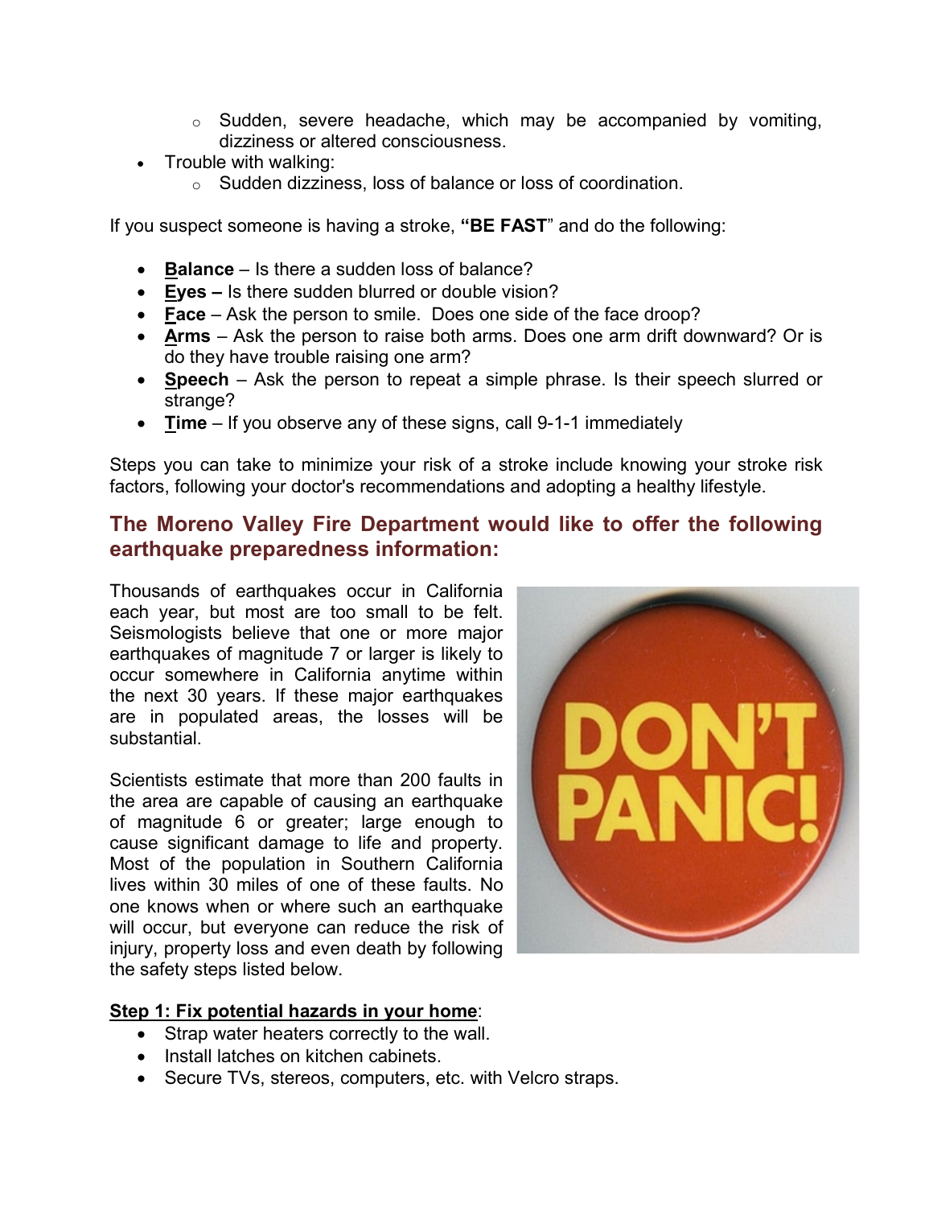- Sudden, severe headache, which may be accompanied by vomiting, dizziness or altered consciousness.
- Trouble with walking:
  - Sudden dizziness, loss of balance or loss of coordination.

If you suspect someone is having a stroke, **"BE FAST**" and do the following:

- **<u>B</u>alance** – Is there a sudden loss of balance?
- **<u>E</u>yes –** Is there sudden blurred or double vision?
- **<u>F</u>ace** – Ask the person to smile. Does one side of the face droop?
- **<u>A</u>rms** – Ask the person to raise both arms. Does one arm drift downward? Or is do they have trouble raising one arm?
- **<u>S</u>peech** – Ask the person to repeat a simple phrase. Is their speech slurred or strange?
- **<u>T</u>ime** – If you observe any of these signs, call 9-1-1 immediately

Steps you can take to minimize your risk of a stroke include knowing your stroke risk factors, following your doctor's recommendations and adopting a healthy lifestyle.

## The Moreno Valley Fire Department would like to offer the following earthquake preparedness information:

Thousands of earthquakes occur in California each year, but most are too small to be felt. Seismologists believe that one or more major earthquakes of magnitude 7 or larger is likely to occur somewhere in California anytime within the next 30 years. If these major earthquakes are in populated areas, the losses will be substantial.

Scientists estimate that more than 200 faults in the area are capable of causing an earthquake of magnitude 6 or greater; large enough to cause significant damage to life and property. Most of the population in Southern California lives within 30 miles of one of these faults. No one knows when or where such an earthquake will occur, but everyone can reduce the risk of injury, property loss and even death by following the safety steps listed below.

**<u>Step 1: Fix potential hazards in your home</u>**:

- Strap water heaters correctly to the wall.
- Install latches on kitchen cabinets.
- Secure TVs, stereos, computers, etc. with Velcro straps.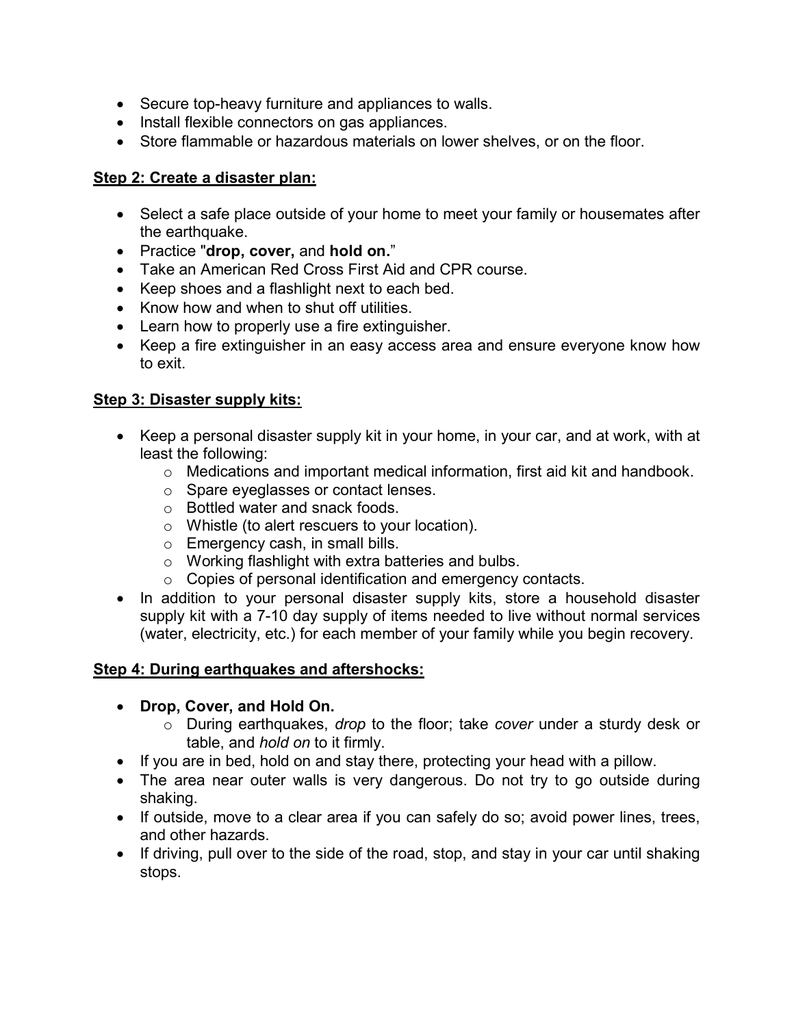- Secure top-heavy furniture and appliances to walls.
- Install flexible connectors on gas appliances.
- Store flammable or hazardous materials on lower shelves, or on the floor.

**Step 2: Create a disaster plan:**

- Select a safe place outside of your home to meet your family or housemates after the earthquake.
- Practice "**drop, cover,** and **hold on.**"
- Take an American Red Cross First Aid and CPR course.
- Keep shoes and a flashlight next to each bed.
- Know how and when to shut off utilities.
- Learn how to properly use a fire extinguisher.
- Keep a fire extinguisher in an easy access area and ensure everyone know how to exit.

**Step 3: Disaster supply kits:**

- Keep a personal disaster supply kit in your home, in your car, and at work, with at least the following:
    - Medications and important medical information, first aid kit and handbook.
    - Spare eyeglasses or contact lenses.
    - Bottled water and snack foods.
    - Whistle (to alert rescuers to your location).
    - Emergency cash, in small bills.
    - Working flashlight with extra batteries and bulbs.
    - Copies of personal identification and emergency contacts.
- In addition to your personal disaster supply kits, store a household disaster supply kit with a 7-10 day supply of items needed to live without normal services (water, electricity, etc.) for each member of your family while you begin recovery.

**Step 4: During earthquakes and aftershocks:**

- **Drop, Cover, and Hold On.**
    - During earthquakes, *drop* to the floor; take *cover* under a sturdy desk or table, and *hold on* to it firmly.
- If you are in bed, hold on and stay there, protecting your head with a pillow.
- The area near outer walls is very dangerous. Do not try to go outside during shaking.
- If outside, move to a clear area if you can safely do so; avoid power lines, trees, and other hazards.
- If driving, pull over to the side of the road, stop, and stay in your car until shaking stops.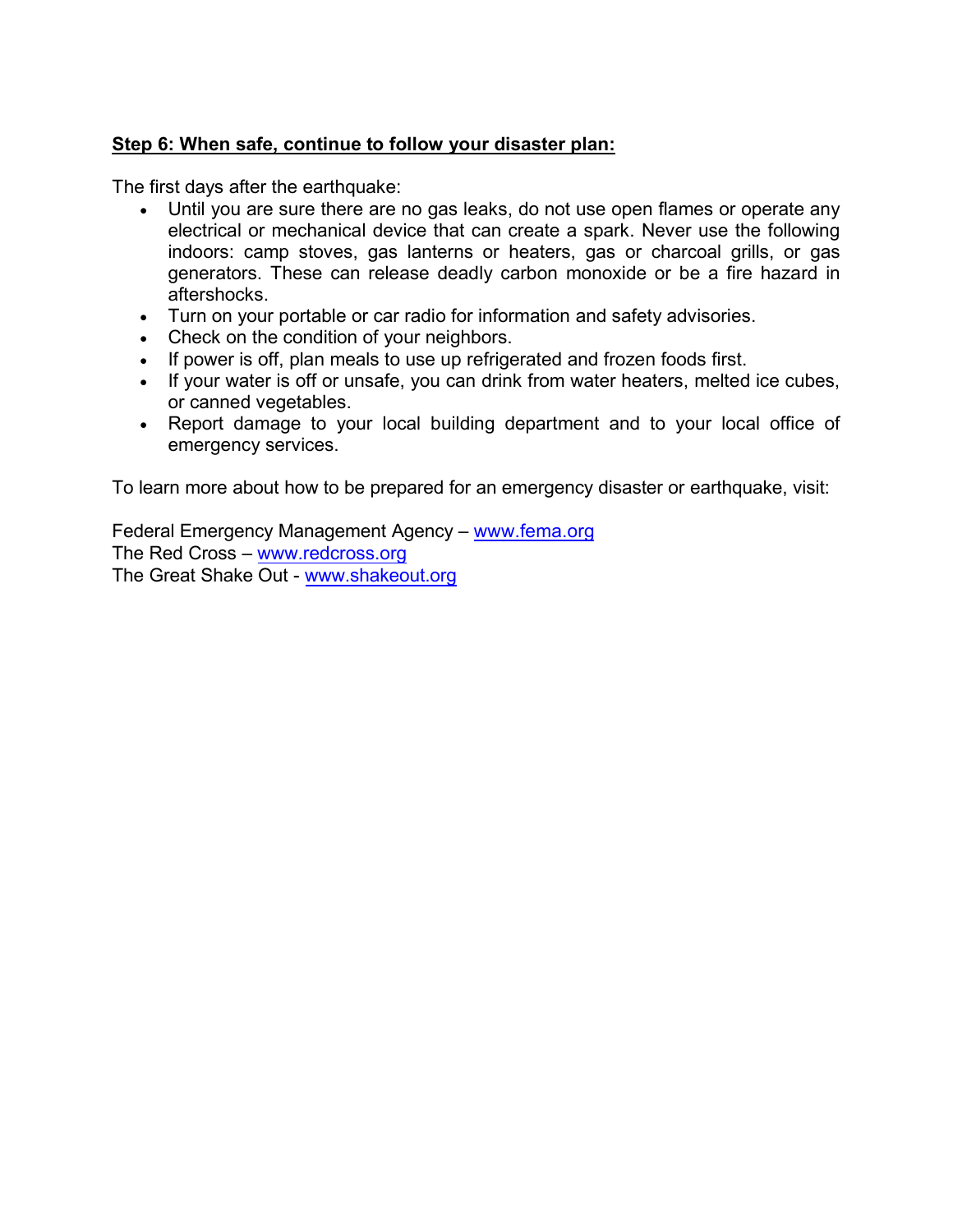**Step 6: When safe, continue to follow your disaster plan:**

The first days after the earthquake:

- Until you are sure there are no gas leaks, do not use open flames or operate any electrical or mechanical device that can create a spark. Never use the following indoors: camp stoves, gas lanterns or heaters, gas or charcoal grills, or gas generators. These can release deadly carbon monoxide or be a fire hazard in aftershocks.
- Turn on your portable or car radio for information and safety advisories.
- Check on the condition of your neighbors.
- If power is off, plan meals to use up refrigerated and frozen foods first.
- If your water is off or unsafe, you can drink from water heaters, melted ice cubes, or canned vegetables.
- Report damage to your local building department and to your local office of emergency services.

To learn more about how to be prepared for an emergency disaster or earthquake, visit:

Federal Emergency Management Agency – www.fema.org
The Red Cross – www.redcross.org
The Great Shake Out - www.shakeout.org